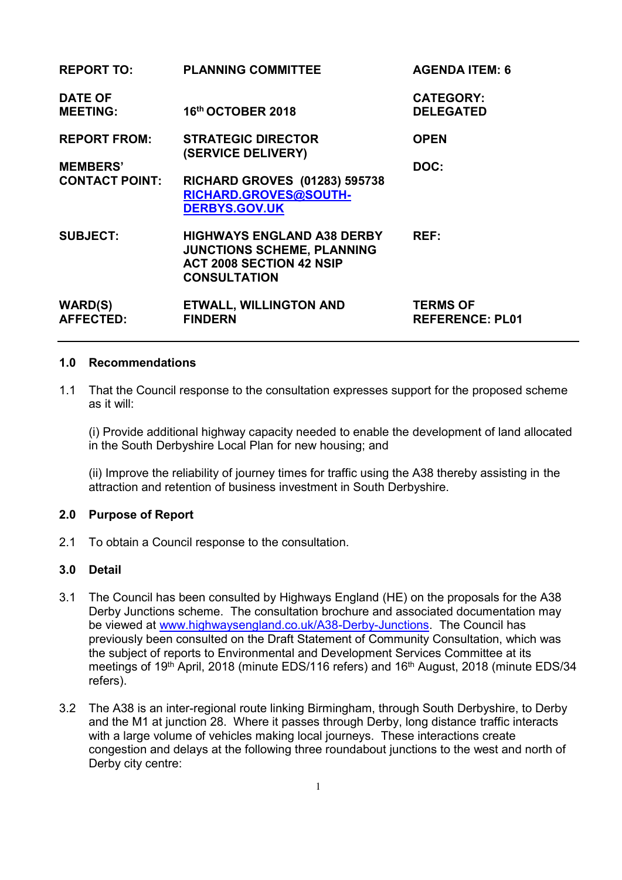| | | |
|---|---|---|
| **REPORT TO:** | **PLANNING COMMITTEE** | **AGENDA ITEM: 6** |
| **DATE OF MEETING:** | **16th OCTOBER 2018** | **CATEGORY: DELEGATED** |
| **REPORT FROM:** | **STRATEGIC DIRECTOR (SERVICE DELIVERY)** | **OPEN** |
| **MEMBERS' CONTACT POINT:** | **RICHARD GROVES (01283) 595738 [RICHARD.GROVES@SOUTH-DERBYS.GOV.UK](mailto:RICHARD.GROVES@SOUTH-DERBYS.GOV.UK)** | **DOC:** |
| **SUBJECT:** | **HIGHWAYS ENGLAND A38 DERBY JUNCTIONS SCHEME, PLANNING ACT 2008 SECTION 42 NSIP CONSULTATION** | **REF:** |
| **WARD(S) AFFECTED:** | **ETWALL, WILLINGTON AND FINDERN** | **TERMS OF REFERENCE: PL01** |

## 1.0 Recommendations

1.1 That the Council response to the consultation expresses support for the proposed scheme as it will:

(i) Provide additional highway capacity needed to enable the development of land allocated in the South Derbyshire Local Plan for new housing; and

(ii) Improve the reliability of journey times for traffic using the A38 thereby assisting in the attraction and retention of business investment in South Derbyshire.

## 2.0 Purpose of Report

2.1 To obtain a Council response to the consultation.

## 3.0 Detail

3.1 The Council has been consulted by Highways England (HE) on the proposals for the A38 Derby Junctions scheme. The consultation brochure and associated documentation may be viewed at [www.highwaysengland.co.uk/A38-Derby-Junctions](http://www.highwaysengland.co.uk/A38-Derby-Junctions). The Council has previously been consulted on the Draft Statement of Community Consultation, which was the subject of reports to Environmental and Development Services Committee at its meetings of 19th April, 2018 (minute EDS/116 refers) and 16th August, 2018 (minute EDS/34 refers).

3.2 The A38 is an inter-regional route linking Birmingham, through South Derbyshire, to Derby and the M1 at junction 28. Where it passes through Derby, long distance traffic interacts with a large volume of vehicles making local journeys. These interactions create congestion and delays at the following three roundabout junctions to the west and north of Derby city centre: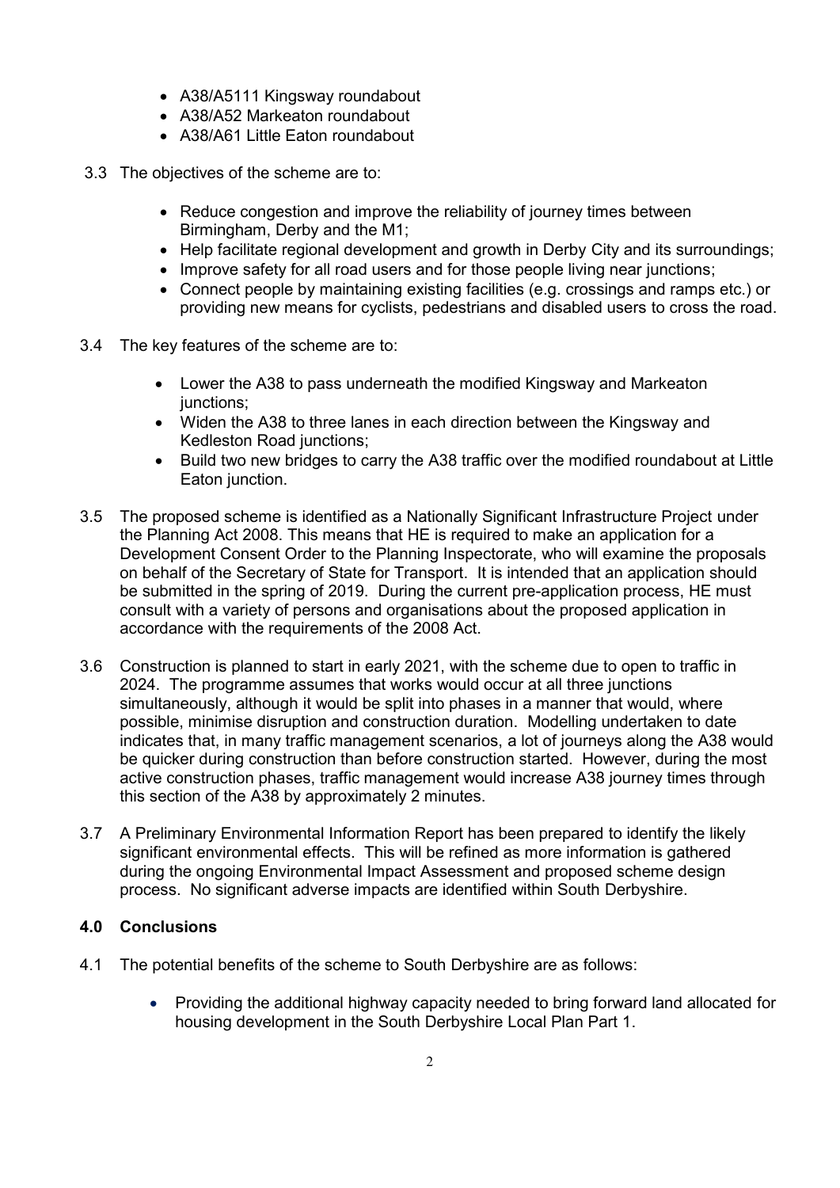- A38/A5111 Kingsway roundabout
- A38/A52 Markeaton roundabout
- A38/A61 Little Eaton roundabout

3.3 The objectives of the scheme are to:

- Reduce congestion and improve the reliability of journey times between Birmingham, Derby and the M1;
- Help facilitate regional development and growth in Derby City and its surroundings;
- Improve safety for all road users and for those people living near junctions;
- Connect people by maintaining existing facilities (e.g. crossings and ramps etc.) or providing new means for cyclists, pedestrians and disabled users to cross the road.

3.4 The key features of the scheme are to:

- Lower the A38 to pass underneath the modified Kingsway and Markeaton junctions;
- Widen the A38 to three lanes in each direction between the Kingsway and Kedleston Road junctions;
- Build two new bridges to carry the A38 traffic over the modified roundabout at Little Eaton junction.

3.5 The proposed scheme is identified as a Nationally Significant Infrastructure Project under the Planning Act 2008. This means that HE is required to make an application for a Development Consent Order to the Planning Inspectorate, who will examine the proposals on behalf of the Secretary of State for Transport. It is intended that an application should be submitted in the spring of 2019. During the current pre-application process, HE must consult with a variety of persons and organisations about the proposed application in accordance with the requirements of the 2008 Act.

3.6 Construction is planned to start in early 2021, with the scheme due to open to traffic in 2024. The programme assumes that works would occur at all three junctions simultaneously, although it would be split into phases in a manner that would, where possible, minimise disruption and construction duration. Modelling undertaken to date indicates that, in many traffic management scenarios, a lot of journeys along the A38 would be quicker during construction than before construction started. However, during the most active construction phases, traffic management would increase A38 journey times through this section of the A38 by approximately 2 minutes.

3.7 A Preliminary Environmental Information Report has been prepared to identify the likely significant environmental effects. This will be refined as more information is gathered during the ongoing Environmental Impact Assessment and proposed scheme design process. No significant adverse impacts are identified within South Derbyshire.

## 4.0 Conclusions

4.1 The potential benefits of the scheme to South Derbyshire are as follows:

- Providing the additional highway capacity needed to bring forward land allocated for housing development in the South Derbyshire Local Plan Part 1.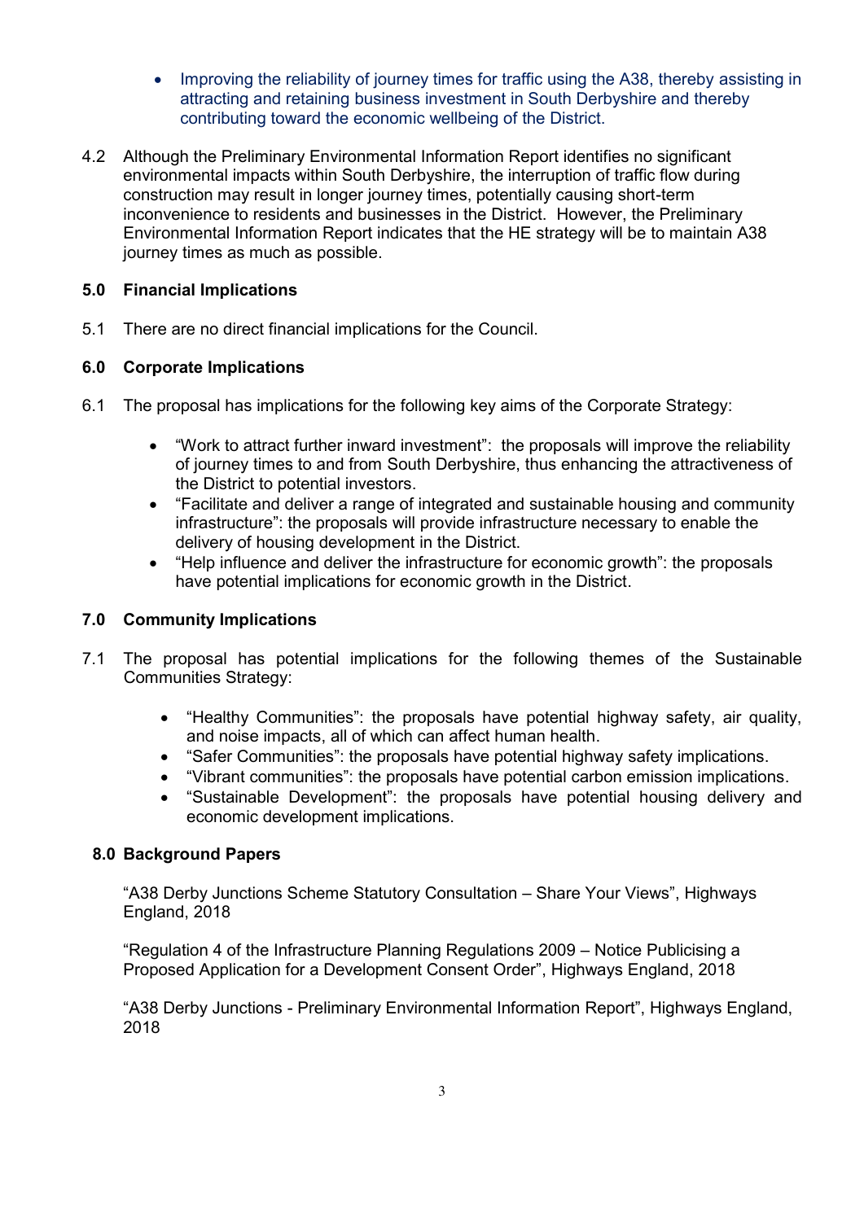- Improving the reliability of journey times for traffic using the A38, thereby assisting in attracting and retaining business investment in South Derbyshire and thereby contributing toward the economic wellbeing of the District.

4.2 Although the Preliminary Environmental Information Report identifies no significant environmental impacts within South Derbyshire, the interruption of traffic flow during construction may result in longer journey times, potentially causing short-term inconvenience to residents and businesses in the District. However, the Preliminary Environmental Information Report indicates that the HE strategy will be to maintain A38 journey times as much as possible.

## 5.0 Financial Implications

5.1 There are no direct financial implications for the Council.

## 6.0 Corporate Implications

6.1 The proposal has implications for the following key aims of the Corporate Strategy:

- "Work to attract further inward investment": the proposals will improve the reliability of journey times to and from South Derbyshire, thus enhancing the attractiveness of the District to potential investors.
- "Facilitate and deliver a range of integrated and sustainable housing and community infrastructure": the proposals will provide infrastructure necessary to enable the delivery of housing development in the District.
- "Help influence and deliver the infrastructure for economic growth": the proposals have potential implications for economic growth in the District.

## 7.0 Community Implications

7.1 The proposal has potential implications for the following themes of the Sustainable Communities Strategy:

- "Healthy Communities": the proposals have potential highway safety, air quality, and noise impacts, all of which can affect human health.
- "Safer Communities": the proposals have potential highway safety implications.
- "Vibrant communities": the proposals have potential carbon emission implications.
- "Sustainable Development": the proposals have potential housing delivery and economic development implications.

## 8.0 Background Papers

"A38 Derby Junctions Scheme Statutory Consultation – Share Your Views", Highways England, 2018

"Regulation 4 of the Infrastructure Planning Regulations 2009 – Notice Publicising a Proposed Application for a Development Consent Order", Highways England, 2018

"A38 Derby Junctions - Preliminary Environmental Information Report", Highways England, 2018